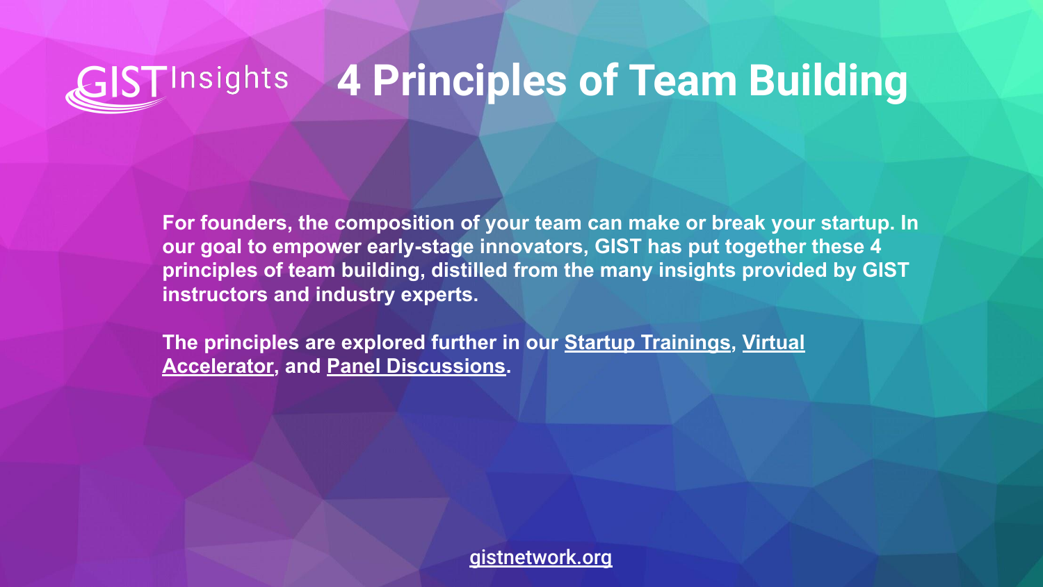GIST Insights

# 4 Principles of Team Building

**For founders, the composition of your team can make or break your startup. In our goal to empower early-stage innovators, GIST has put together these 4 principles of team building, distilled from the many insights provided by GIST instructors and industry experts.**

**The principles are explored further in our Startup Trainings, Virtual Accelerator, and Panel Discussions.**

gistnetwork.org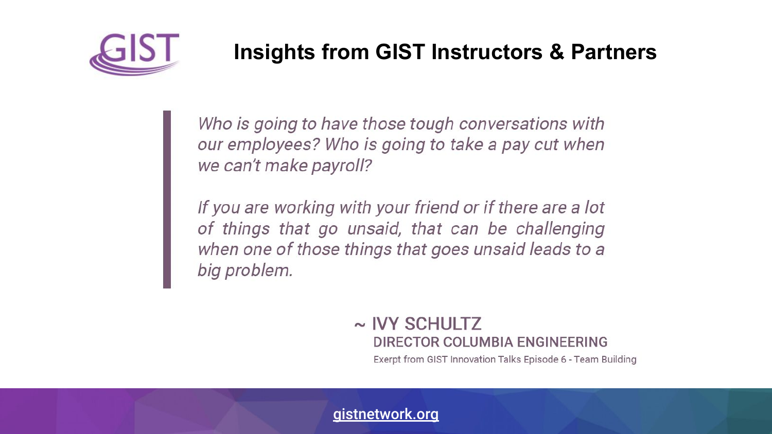# Insights from GIST Instructors & Partners

> *Who is going to have those tough conversations with our employees? Who is going to take a pay cut when we can't make payroll?*
>
> *If you are working with your friend or if there are a lot of things that go unsaid, that can be challenging when one of those things that goes unsaid leads to a big problem.*

~ IVY SCHULTZ
DIRECTOR COLUMBIA ENGINEERING
Exerpt from GIST Innovation Talks Episode 6 - Team Building

gistnetwork.org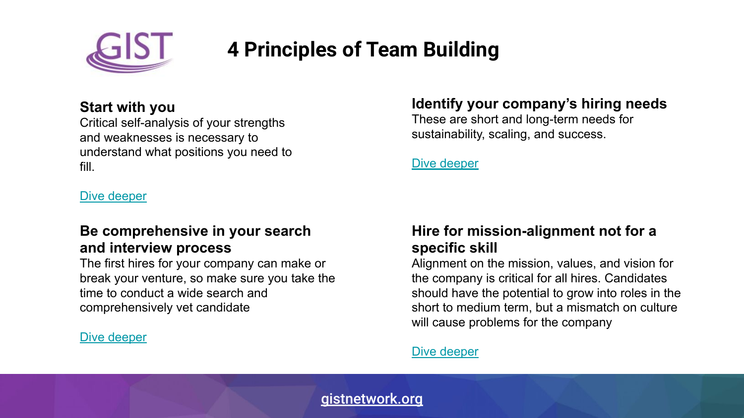# 4 Principles of Team Building

### Start with you

Critical self-analysis of your strengths and weaknesses is necessary to understand what positions you need to fill.

Dive deeper

### Identify your company's hiring needs

These are short and long-term needs for sustainability, scaling, and success.

Dive deeper

### Be comprehensive in your search and interview process

The first hires for your company can make or break your venture, so make sure you take the time to conduct a wide search and comprehensively vet candidate

Dive deeper

### Hire for mission-alignment not for a specific skill

Alignment on the mission, values, and vision for the company is critical for all hires. Candidates should have the potential to grow into roles in the short to medium term, but a mismatch on culture will cause problems for the company

Dive deeper

gistnetwork.org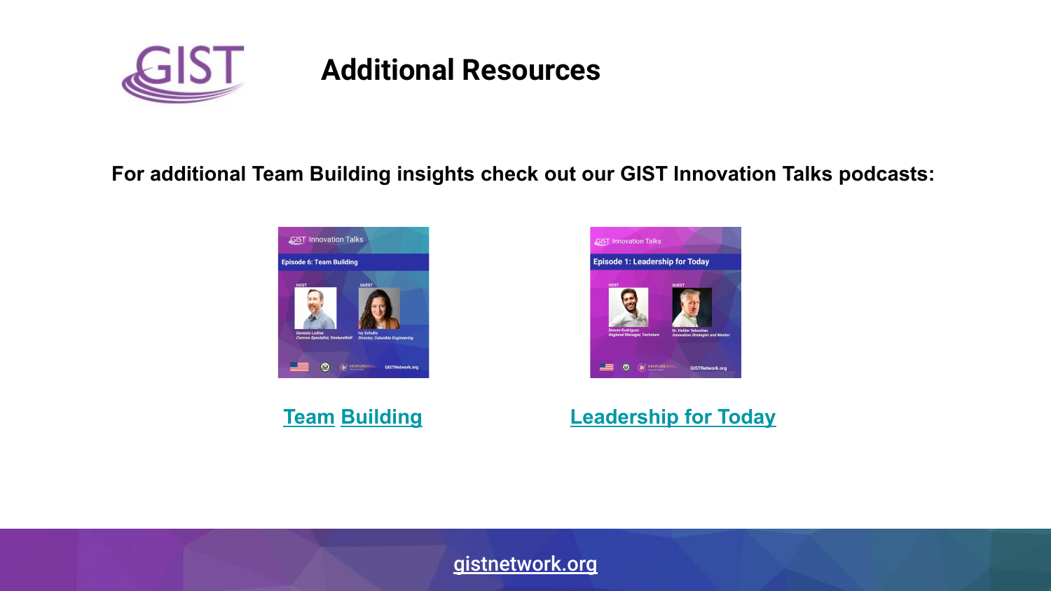# Additional Resources

**For additional Team Building insights check out our GIST Innovation Talks podcasts:**

[Team Building](#)

[Leadership for Today](#)

gistnetwork.org